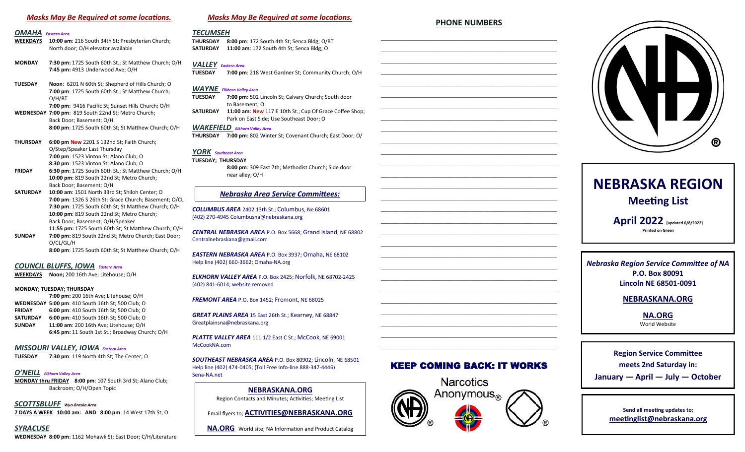*Masks May Be Required at some locations.*

## *OMAHA* *Eastern Area*

**WEEKDAYS** **10:00 am**: 216 South 34th St; Presbyterian Church; North door; O/H elevator available

**MONDAY** **7:30 pm:** 1725 South 60th St.; St Matthew Church; O/H
**7:45 pm:** 4913 Underwood Ave; O/H

**TUESDAY** **Noon**: 6201 N 60th St; Shepherd of Hills Church; O
**7:00 pm**: 1725 South 60th St.; St Matthew Church; O/H/BT
**7:00 pm**: 9416 Pacific St; Sunset Hills Church; O/H

**WEDNESDAY** **7:00 pm**: 819 South 22nd St; Metro Church; Back Door; Basement; O/H
**8:00 pm**: 1725 South 60th St; St Matthew Church; O/H

**THURSDAY** **6:00 pm New** 2201 S 132nd St; Faith Church; O/Step/Speaker Last Thursday
**7:00 pm**: 1523 Vinton St; Alano Club; O
**8:30 pm**: 1523 Vinton St; Alano Club; O

**FRIDAY** **6:30 pm**: 1725 South 60th St.; St Matthew Church; O/H
**10:00 pm**: 819 South 22nd St; Metro Church; Back Door; Basement; O/H

**SATURDAY** **10:00 am**: 1501 North 33rd St; Shiloh Center; O
**7:00 pm**: 1326 S 26th St; Grace Church; Basement; O/CL
**7:30 pm**: 1725 South 60th St; St Matthew Church; O/H
**10:00 pm**: 819 South 22nd St; Metro Church; Back Door; Basement; O/H/Speaker
**11:55 pm:** 1725 South 60th St; St Matthew Church; O/H

**SUNDAY** **7:00 pm:** 819 South 22nd St; Metro Church; East Door; O/CL/GL/H
**8:00 pm**: 1725 South 60th St; St Matthew Church; O/H

## *COUNCIL BLUFFS, IOWA* *Eastern Area*

**WEEKDAYS** **Noon;** 200 16th Ave; Litehouse; O/H

**MONDAY; TUESDAY; THURSDAY**
**7:00 pm:** 200 16th Ave; Litehouse; O/H

**WEDNESDAY** **5:00 pm**: 410 South 16th St; 500 Club; O
**FRIDAY** **6:00 pm**: 410 South 16th St; 500 Club; O
**SATURDAY** **6:00 pm**: 410 South 16th St; 500 Club; O
**SUNDAY** **11:00 am**: 200 16th Ave; Litehouse; O/H
**6:45 pm:** 11 South 1st St.; Broadway Church; O/H

## *MISSOURI VALLEY, IOWA* *Eastern Area*

**TUESDAY** **7:30 pm**: 119 North 4th St; The Center; O

## *O'NEILL* *Elkhorn Valley Area*

**MONDAY thru FRIDAY** **8:00 pm**: 107 South 3rd St; Alano Club; Backroom; O/H/Open Topic

## *SCOTTSBLUFF* *Wyo-Braska Area*

**7 DAYS A WEEK** **10:00 am: AND 8:00 pm**: 14 West 17th St; O

## *SYRACUSE*

**WEDNESDAY** **8:00 pm**: 1162 Mohawk St; East Door; C/H/Literature

*Masks May Be Required at some locations.*

## *TECUMSEH*

**THURSDAY** **8:00 pm**: 172 South 4th St; Senca Bldg; O/BT
**SATURDAY** **11:00 am**: 172 South 4th St; Senca Bldg; O

## *VALLEY* *Eastern Area*

**TUESDAY** **7:00 pm**: 218 West Gardner St; Community Church; O/H

## *WAYNE* *Elkhorn Valley Area*

**TUESDAY** **7:00 pm**: 502 Lincoln St; Calvary Church; South door to Basement; O
**SATURDAY** **11:00 am**: **New** 117 E 10th St.; Cup Of Grace Coffee Shop; Park on East Side; Use Southeast Door; O

## *WAKEFIELD* *Elkhorn Valley Area*

**THURSDAY** **7:00 pm**: 802 Winter St; Covenant Church; East Door; O/

## *YORK* *Southeast Area*

**TUESDAY; THURSDAY**
**8:00 pm**: 309 East 7th; Methodist Church; Side door near alley; O/H

## *Nebraska Area Service Committees:*

***COLUMBUS AREA*** 2402 13th St.; Columbus, Ne 68601
(402) 270-4945 Columbusna@nebraskana.org

***CENTRAL NEBRASKA AREA*** P.O. Box 5668; Grand Island, NE 68802
Centralnebraskana@gmail.com

***EASTERN NEBRASKA AREA*** P.O. Box 3937; Omaha, NE 68102
Help line (402) 660-3662; Omaha-NA.org

***ELKHORN VALLEY AREA*** P.O. Box 2425; Norfolk, NE 68702-2425
(402) 841-6014; website removed

***FREMONT AREA*** P.O. Box 1452; Fremont, NE 68025

***GREAT PLAINS AREA*** 15 East 26th St.; Kearney, NE 68847
Greatplainsna@nebraskana.org

***PLATTE VALLEY AREA*** 111 1/2 East C St.; McCook, NE 69001
McCookNA.com

***SOUTHEAST NEBRASKA AREA*** P.O. Box 80902; Lincoln, NE 68501
Help line (402) 474-0405; (Toll Free Info-line 888-347-4446)
Sena-NA.net

**NEBRASKANA.ORG**
Region Contacts and Minutes; Activities; Meeting List

Email flyers to; **ACTIVITIES@NEBRASKANA.ORG**

**NA.ORG** World site; NA Information and Product Catalog

## PHONE NUMBERS

KEEP COMING BACK: IT WORKS

Narcotics Anonymous®

# NEBRASKA REGION

## Meeting List

**April 2022** (updated 6/8/2022)
**Printed on Green**

***Nebraska Region Service Committee of NA***
**P.O. Box 80091**
**Lincoln NE 68501-0091**

**NEBRASKANA.ORG**

**NA.ORG**
World Website

**Region Service Committee meets 2nd Saturday in:**
**January — April — July — October**

**Send all meeting updates to;**
**meetinglist@nebraskana.org**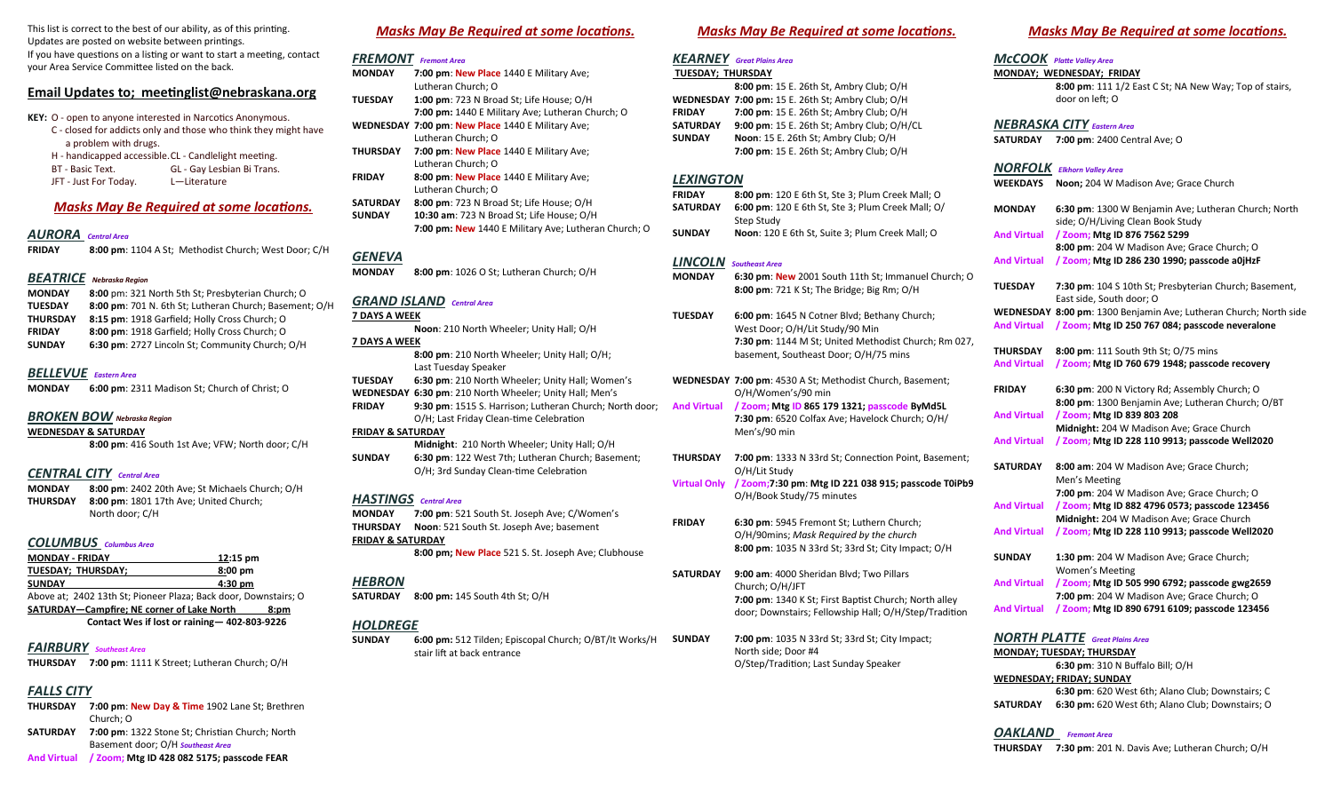This list is correct to the best of our ability, as of this printing. Updates are posted on website between printings. If you have questions on a listing or want to start a meeting, contact your Area Service Committee listed on the back.

## Email Updates to; meetinglist@nebraskana.org

**KEY:** O - open to anyone interested in Narcotics Anonymous.
C - closed for addicts only and those who think they might have a problem with drugs.
H - handicapped accessible. CL - Candlelight meeting.
BT - Basic Text. GL - Gay Lesbian Bi Trans.
JFT - Just For Today. L—Literature

## *Masks May Be Required at some locations.*

### *AURORA* *Central Area*

**FRIDAY** **8:00 pm**: 1104 A St; Methodist Church; West Door; C/H

### *BEATRICE* *Nebraska Region*

**MONDAY** **8:00** pm: 321 North 5th St; Presbyterian Church; O
**TUESDAY** **8:00 pm**: 701 N. 6th St; Lutheran Church; Basement; O/H
**THURSDAY** **8:15 pm**: 1918 Garfield; Holly Cross Church; O
**FRIDAY** **8:00 pm**: 1918 Garfield; Holly Cross Church; O
**SUNDAY** **6:30 pm**: 2727 Lincoln St; Community Church; O/H

### *BELLEVUE* *Eastern Area*

**MONDAY** **6:00 pm**: 2311 Madison St; Church of Christ; O

### *BROKEN BOW* *Nebraska Region*

**WEDNESDAY & SATURDAY**
**8:00 pm**: 416 South 1st Ave; VFW; North door; C/H

### *CENTRAL CITY* *Central Area*

**MONDAY** **8:00 pm**: 2402 20th Ave; St Michaels Church; O/H
**THURSDAY** **8:00 pm**: 1801 17th Ave; United Church; North door; C/H

### *COLUMBUS* *Columbus Area*

**MONDAY - FRIDAY** 12:15 pm
**TUESDAY; THURSDAY;** 8:00 pm
**SUNDAY** 4:30 pm
Above at; 2402 13th St; Pioneer Plaza; Back door, Downstairs; O
**SATURDAY—Campfire; NE corner of Lake North** **8:pm**
**Contact Wes if lost or raining— 402-803-9226**

### *FAIRBURY* *Southeast Area*

**THURSDAY** **7:00 pm**: 1111 K Street; Lutheran Church; O/H

### *FALLS CITY*

**THURSDAY** **7:00 pm**: **New Day & Time** 1902 Lane St; Brethren Church; O
**SATURDAY** **7:00 pm**: 1322 Stone St; Christian Church; North Basement door; O/H *Southeast Area*
**And Virtual** **/ Zoom; Mtg ID 428 082 5175; passcode FEAR**

## *Masks May Be Required at some locations.*

### *FREMONT* *Fremont Area*

**MONDAY** **7:00 pm**: **New Place** 1440 E Military Ave; Lutheran Church; O
**TUESDAY** **1:00 pm**: 723 N Broad St; Life House; O/H
**7:00 pm**: 1440 E Military Ave; Lutheran Church; O
**WEDNESDAY** **7:00 pm**: **New Place** 1440 E Military Ave; Lutheran Church; O
**THURSDAY** **7:00 pm**: **New Place** 1440 E Military Ave; Lutheran Church; O
**FRIDAY** **8:00 pm**: **New Place** 1440 E Military Ave; Lutheran Church; O
**SATURDAY** **8:00 pm**: 723 N Broad St; Life House; O/H
**SUNDAY** **10:30 am**: 723 N Broad St; Life House; O/H
**7:00 pm**: **New** 1440 E Military Ave; Lutheran Church; O

### *GENEVA*

**MONDAY** **8:00 pm**: 1026 O St; Lutheran Church; O/H

### *GRAND ISLAND* *Central Area*

**7 DAYS A WEEK**
**Noon**: 210 North Wheeler; Unity Hall; O/H
**7 DAYS A WEEK**
**8:00 pm**: 210 North Wheeler; Unity Hall; O/H; Last Tuesday Speaker
**TUESDAY** **6:30 pm**: 210 North Wheeler; Unity Hall; Women's
**WEDNESDAY** **6:30 pm**: 210 North Wheeler; Unity Hall; Men's
**FRIDAY** **9:30 pm**: 1515 S. Harrison; Lutheran Church; North door; O/H; Last Friday Clean-time Celebration
**FRIDAY & SATURDAY**
**Midnight**: 210 North Wheeler; Unity Hall; O/H
**SUNDAY** **6:30 pm**: 122 West 7th; Lutheran Church; Basement; O/H; 3rd Sunday Clean-time Celebration

### *HASTINGS* *Central Area*

**MONDAY** **7:00 pm**: 521 South St. Joseph Ave; C/Women's
**THURSDAY** **Noon**: 521 South St. Joseph Ave; basement
**FRIDAY & SATURDAY**
**8:00 pm; New Place** 521 S. St. Joseph Ave; Clubhouse

### *HEBRON*

**SATURDAY** **8:00 pm**: 145 South 4th St; O/H

### *HOLDREGE*

**SUNDAY** **6:00 pm**: 512 Tilden; Episcopal Church; O/BT/It Works/H stair lift at back entrance

## *Masks May Be Required at some locations.*

### *KEARNEY* *Great Plains Area*

**TUESDAY; THURSDAY**
**8:00 pm**: 15 E. 26th St, Ambry Club; O/H
**WEDNESDAY** **7:00 pm**: 15 E. 26th St; Ambry Club; O/H
**FRIDAY** **7:00 pm**: 15 E. 26th St; Ambry Club; O/H
**SATURDAY** **9:00 pm**: 15 E. 26th St; Ambry Club; O/H/CL
**SUNDAY** **Noon**: 15 E. 26th St; Ambry Club; O/H
**7:00 pm**: 15 E. 26th St; Ambry Club; O/H

### *LEXINGTON*

**FRIDAY** **8:00 pm**: 120 E 6th St, Ste 3; Plum Creek Mall; O
**SATURDAY** **6:00 pm**: 120 E 6th St, Ste 3; Plum Creek Mall; O/ Step Study
**SUNDAY** **Noon**: 120 E 6th St, Suite 3; Plum Creek Mall; O

### *LINCOLN* *Southeast Area*

**MONDAY** **6:30 pm**: **New** 2001 South 11th St; Immanuel Church; O
**8:00 pm**: 721 K St; The Bridge; Big Rm; O/H
**TUESDAY** **6:00 pm**: 1645 N Cotner Blvd; Bethany Church; West Door; O/H/Lit Study/90 Min
**7:30 pm**: 1144 M St; United Methodist Church; Rm 027, basement, Southeast Door; O/H/75 mins
**WEDNESDAY** **7:00 pm**: 4530 A St; Methodist Church, Basement; O/H/Women's/90 min
**And Virtual** **/ Zoom; Mtg ID 865 179 1321; passcode ByMd5L**
**7:30 pm**: 6520 Colfax Ave; Havelock Church; O/H/ Men's/90 min
**THURSDAY** **7:00 pm**: 1333 N 33rd St; Connection Point, Basement; O/H/Lit Study
**Virtual Only** **/ Zoom;7:30 pm**: **Mtg ID 221 038 915; passcode T0iPb9** O/H/Book Study/75 minutes
**FRIDAY** **6:30 pm**: 5945 Fremont St; Luthern Church; O/H/90mins; *Mask Required by the church*
**8:00 pm**: 1035 N 33rd St; 33rd St; City Impact; O/H
**SATURDAY** **9:00 am**: 4000 Sheridan Blvd; Two Pillars Church; O/H/JFT
**7:00 pm**: 1340 K St; First Baptist Church; North alley door; Downstairs; Fellowship Hall; O/H/Step/Tradition
**SUNDAY** **7:00 pm**: 1035 N 33rd St; 33rd St; City Impact; North side; Door #4 O/Step/Tradition; Last Sunday Speaker

## *Masks May Be Required at some locations.*

### *McCOOK* *Platte Valley Area*

**MONDAY; WEDNESDAY; FRIDAY**
**8:00 pm**: 111 1/2 East C St; NA New Way; Top of stairs, door on left; O

### *NEBRASKA CITY* *Eastern Area*

**SATURDAY** **7:00 pm**: 2400 Central Ave; O

### *NORFOLK* *Elkhorn Valley Area*

**WEEKDAYS** **Noon;** 204 W Madison Ave; Grace Church
**MONDAY** **6:30 pm**: 1300 W Benjamin Ave; Lutheran Church; North side; O/H/Living Clean Book Study
**And Virtual** **/ Zoom; Mtg ID 876 7562 5299**
**8:00 pm**: 204 W Madison Ave; Grace Church; O
**And Virtual** **/ Zoom; Mtg ID 286 230 1990; passcode a0jHzF**
**TUESDAY** **7:30 pm**: 104 S 10th St; Presbyterian Church; Basement, East side, South door; O
**WEDNESDAY** **8:00 pm**: 1300 Benjamin Ave; Lutheran Church; North side
**And Virtual** **/ Zoom; Mtg ID 250 767 084; passcode neveralone**
**THURSDAY** **8:00 pm**: 111 South 9th St; O/75 mins
**And Virtual** **/ Zoom; Mtg ID 760 679 1948; passcode recovery**
**FRIDAY** **6:30 pm**: 200 N Victory Rd; Assembly Church; O
**8:00 pm**: 1300 Benjamin Ave; Lutheran Church; O/BT
**And Virtual** **/ Zoom; Mtg ID 839 803 208**
**Midnight:** 204 W Madison Ave; Grace Church
**And Virtual** **/ Zoom; Mtg ID 228 110 9913; passcode Well2020**
**SATURDAY** **8:00 am**: 204 W Madison Ave; Grace Church; Men's Meeting
**7:00 pm**: 204 W Madison Ave; Grace Church; O
**And Virtual** **/ Zoom; Mtg ID 882 4796 0573; passcode 123456**
**Midnight:** 204 W Madison Ave; Grace Church
**And Virtual** **/ Zoom; Mtg ID 228 110 9913; passcode Well2020**
**SUNDAY** **1:30 pm**: 204 W Madison Ave; Grace Church; Women's Meeting
**And Virtual** **/ Zoom; Mtg ID 505 990 6792; passcode gwg2659**
**7:00 pm**: 204 W Madison Ave; Grace Church; O
**And Virtual** **/ Zoom; Mtg ID 890 6791 6109; passcode 123456**

### *NORTH PLATTE* *Great Plains Area*

**MONDAY; TUESDAY; THURSDAY**
**6:30 pm**: 310 N Buffalo Bill; O/H
**WEDNESDAY; FRIDAY; SUNDAY**
**6:30 pm**: 620 West 6th; Alano Club; Downstairs; C
**SATURDAY** **6:30 pm:** 620 West 6th; Alano Club; Downstairs; O

### *OAKLAND* *Fremont Area*

**THURSDAY** **7:30 pm**: 201 N. Davis Ave; Lutheran Church; O/H